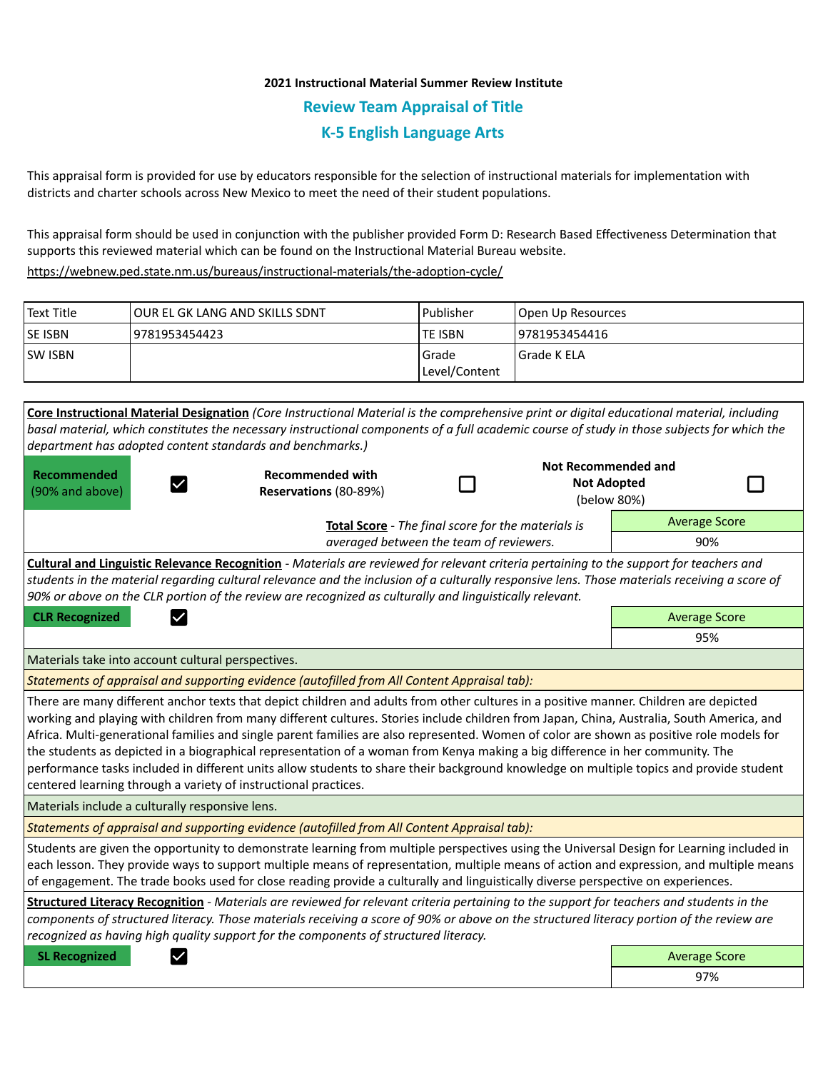**2021 Instructional Material Summer Review Institute**

## Review Team Appraisal of Title

## K-5 English Language Arts

This appraisal form is provided for use by educators responsible for the selection of instructional materials for implementation with districts and charter schools across New Mexico to meet the need of their student populations.

This appraisal form should be used in conjunction with the publisher provided Form D: Research Based Effectiveness Determination that supports this reviewed material which can be found on the Instructional Material Bureau website.

https://webnew.ped.state.nm.us/bureaus/instructional-materials/the-adoption-cycle/

| | | | |
|---|---|---|---|
| Text Title | OUR EL GK LANG AND SKILLS SDNT | Publisher | Open Up Resources |
| SE ISBN | 9781953454423 | TE ISBN | 9781953454416 |
| SW ISBN | | Grade Level/Content | Grade K ELA |

**Core Instructional Material Designation** *(Core Instructional Material is the comprehensive print or digital educational material, including basal material, which constitutes the necessary instructional components of a full academic course of study in those subjects for which the department has adopted content standards and benchmarks.)*

| | | | | | |
|---|---|---|---|---|---|
| **Recommended** (90% and above) | ☑ | **Recommended with Reservations** (80-89%) | ☐ | **Not Recommended and Not Adopted** (below 80%) | ☐ |

**Total Score** - *The final score for the materials is averaged between the team of reviewers.*

| Average Score |
|---|
| 90% |

**Cultural and Linguistic Relevance Recognition** - *Materials are reviewed for relevant criteria pertaining to the support for teachers and students in the material regarding cultural relevance and the inclusion of a culturally responsive lens. Those materials receiving a score of 90% or above on the CLR portion of the review are recognized as culturally and linguistically relevant.*

**CLR Recognized** ☑

| Average Score |
|---|
| 95% |

Materials take into account cultural perspectives.

*Statements of appraisal and supporting evidence (autofilled from All Content Appraisal tab):*

There are many different anchor texts that depict children and adults from other cultures in a positive manner. Children are depicted working and playing with children from many different cultures. Stories include children from Japan, China, Australia, South America, and Africa. Multi-generational families and single parent families are also represented. Women of color are shown as positive role models for the students as depicted in a biographical representation of a woman from Kenya making a big difference in her community. The performance tasks included in different units allow students to share their background knowledge on multiple topics and provide student centered learning through a variety of instructional practices.

Materials include a culturally responsive lens.

*Statements of appraisal and supporting evidence (autofilled from All Content Appraisal tab):*

Students are given the opportunity to demonstrate learning from multiple perspectives using the Universal Design for Learning included in each lesson. They provide ways to support multiple means of representation, multiple means of action and expression, and multiple means of engagement. The trade books used for close reading provide a culturally and linguistically diverse perspective on experiences.

**Structured Literacy Recognition** - *Materials are reviewed for relevant criteria pertaining to the support for teachers and students in the components of structured literacy. Those materials receiving a score of 90% or above on the structured literacy portion of the review are recognized as having high quality support for the components of structured literacy.*

**SL Recognized** ☑

| Average Score |
|---|
| 97% |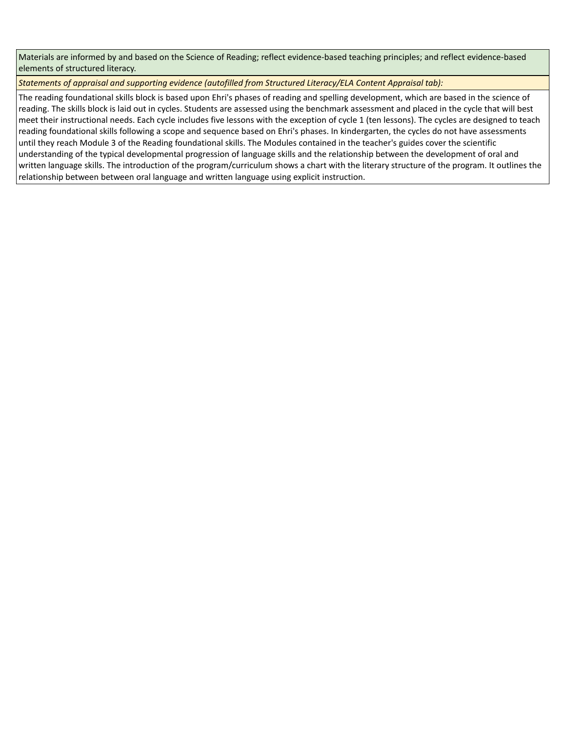Materials are informed by and based on the Science of Reading; reflect evidence-based teaching principles; and reflect evidence-based elements of structured literacy.

*Statements of appraisal and supporting evidence (autofilled from Structured Literacy/ELA Content Appraisal tab):*

The reading foundational skills block is based upon Ehri's phases of reading and spelling development, which are based in the science of reading. The skills block is laid out in cycles. Students are assessed using the benchmark assessment and placed in the cycle that will best meet their instructional needs. Each cycle includes five lessons with the exception of cycle 1 (ten lessons). The cycles are designed to teach reading foundational skills following a scope and sequence based on Ehri's phases. In kindergarten, the cycles do not have assessments until they reach Module 3 of the Reading foundational skills. The Modules contained in the teacher's guides cover the scientific understanding of the typical developmental progression of language skills and the relationship between the development of oral and written language skills. The introduction of the program/curriculum shows a chart with the literary structure of the program. It outlines the relationship between between oral language and written language using explicit instruction.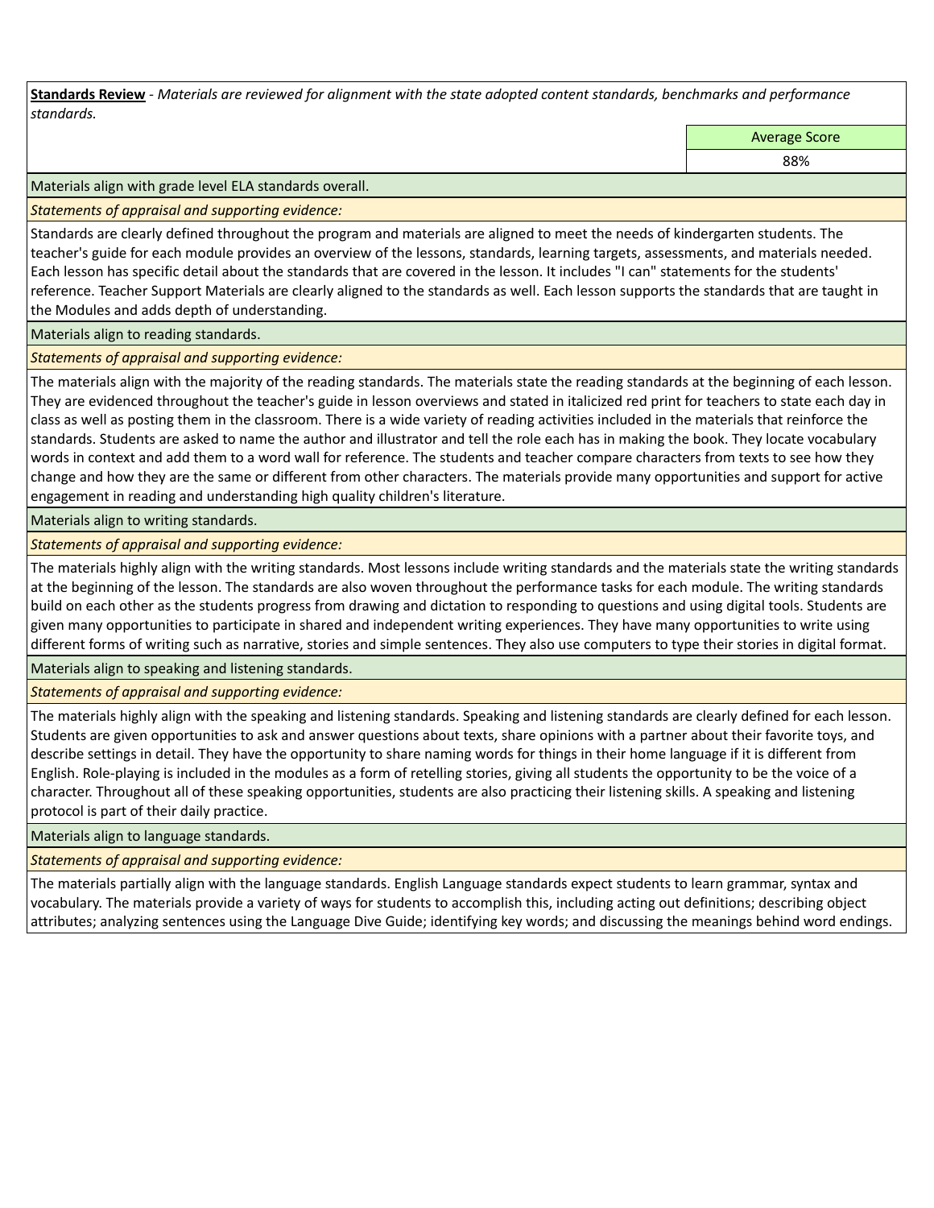**Standards Review** - *Materials are reviewed for alignment with the state adopted content standards, benchmarks and performance standards.*

| | Average Score |
|---|---|
| | 88% |

Materials align with grade level ELA standards overall.

*Statements of appraisal and supporting evidence:*

Standards are clearly defined throughout the program and materials are aligned to meet the needs of kindergarten students. The teacher's guide for each module provides an overview of the lessons, standards, learning targets, assessments, and materials needed. Each lesson has specific detail about the standards that are covered in the lesson. It includes "I can" statements for the students' reference. Teacher Support Materials are clearly aligned to the standards as well. Each lesson supports the standards that are taught in the Modules and adds depth of understanding.

Materials align to reading standards.

*Statements of appraisal and supporting evidence:*

The materials align with the majority of the reading standards. The materials state the reading standards at the beginning of each lesson. They are evidenced throughout the teacher's guide in lesson overviews and stated in italicized red print for teachers to state each day in class as well as posting them in the classroom. There is a wide variety of reading activities included in the materials that reinforce the standards. Students are asked to name the author and illustrator and tell the role each has in making the book. They locate vocabulary words in context and add them to a word wall for reference. The students and teacher compare characters from texts to see how they change and how they are the same or different from other characters. The materials provide many opportunities and support for active engagement in reading and understanding high quality children's literature.

Materials align to writing standards.

*Statements of appraisal and supporting evidence:*

The materials highly align with the writing standards. Most lessons include writing standards and the materials state the writing standards at the beginning of the lesson. The standards are also woven throughout the performance tasks for each module. The writing standards build on each other as the students progress from drawing and dictation to responding to questions and using digital tools. Students are given many opportunities to participate in shared and independent writing experiences. They have many opportunities to write using different forms of writing such as narrative, stories and simple sentences. They also use computers to type their stories in digital format.

Materials align to speaking and listening standards.

*Statements of appraisal and supporting evidence:*

The materials highly align with the speaking and listening standards. Speaking and listening standards are clearly defined for each lesson. Students are given opportunities to ask and answer questions about texts, share opinions with a partner about their favorite toys, and describe settings in detail. They have the opportunity to share naming words for things in their home language if it is different from English. Role-playing is included in the modules as a form of retelling stories, giving all students the opportunity to be the voice of a character. Throughout all of these speaking opportunities, students are also practicing their listening skills. A speaking and listening protocol is part of their daily practice.

Materials align to language standards.

*Statements of appraisal and supporting evidence:*

The materials partially align with the language standards. English Language standards expect students to learn grammar, syntax and vocabulary. The materials provide a variety of ways for students to accomplish this, including acting out definitions; describing object attributes; analyzing sentences using the Language Dive Guide; identifying key words; and discussing the meanings behind word endings.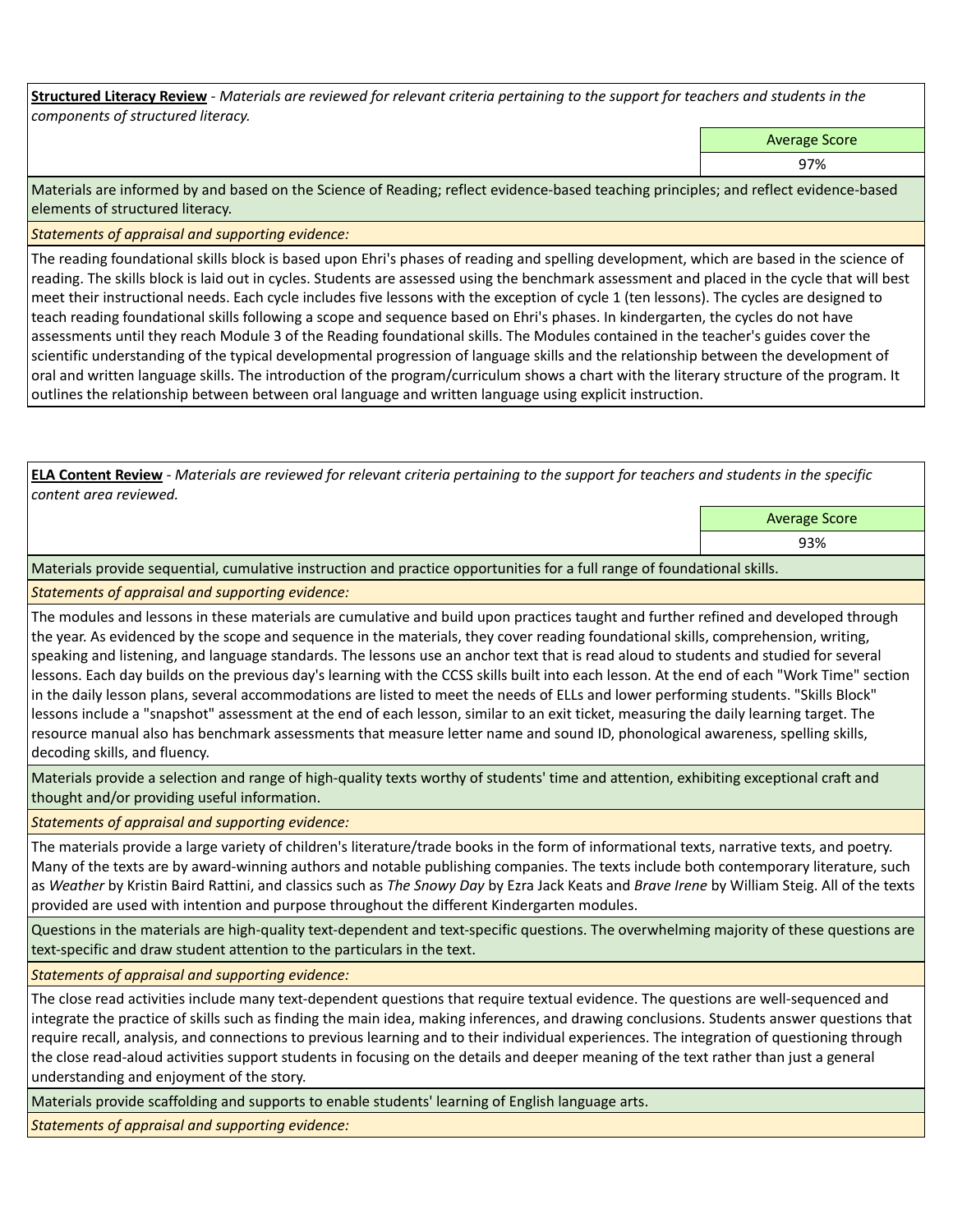**Structured Literacy Review** - *Materials are reviewed for relevant criteria pertaining to the support for teachers and students in the components of structured literacy.*

| | Average Score |
|---|---|
| | 97% |

Materials are informed by and based on the Science of Reading; reflect evidence-based teaching principles; and reflect evidence-based elements of structured literacy.

*Statements of appraisal and supporting evidence:*

The reading foundational skills block is based upon Ehri's phases of reading and spelling development, which are based in the science of reading. The skills block is laid out in cycles. Students are assessed using the benchmark assessment and placed in the cycle that will best meet their instructional needs. Each cycle includes five lessons with the exception of cycle 1 (ten lessons). The cycles are designed to teach reading foundational skills following a scope and sequence based on Ehri's phases. In kindergarten, the cycles do not have assessments until they reach Module 3 of the Reading foundational skills. The Modules contained in the teacher's guides cover the scientific understanding of the typical developmental progression of language skills and the relationship between the development of oral and written language skills. The introduction of the program/curriculum shows a chart with the literary structure of the program. It outlines the relationship between between oral language and written language using explicit instruction.

**ELA Content Review** - *Materials are reviewed for relevant criteria pertaining to the support for teachers and students in the specific content area reviewed.*

| | Average Score |
|---|---|
| | 93% |

Materials provide sequential, cumulative instruction and practice opportunities for a full range of foundational skills.

*Statements of appraisal and supporting evidence:*

The modules and lessons in these materials are cumulative and build upon practices taught and further refined and developed through the year. As evidenced by the scope and sequence in the materials, they cover reading foundational skills, comprehension, writing, speaking and listening, and language standards. The lessons use an anchor text that is read aloud to students and studied for several lessons. Each day builds on the previous day's learning with the CCSS skills built into each lesson. At the end of each "Work Time" section in the daily lesson plans, several accommodations are listed to meet the needs of ELLs and lower performing students. "Skills Block" lessons include a "snapshot" assessment at the end of each lesson, similar to an exit ticket, measuring the daily learning target. The resource manual also has benchmark assessments that measure letter name and sound ID, phonological awareness, spelling skills, decoding skills, and fluency.

Materials provide a selection and range of high-quality texts worthy of students' time and attention, exhibiting exceptional craft and thought and/or providing useful information.

*Statements of appraisal and supporting evidence:*

The materials provide a large variety of children's literature/trade books in the form of informational texts, narrative texts, and poetry. Many of the texts are by award-winning authors and notable publishing companies. The texts include both contemporary literature, such as *Weather* by Kristin Baird Rattini, and classics such as *The Snowy Day* by Ezra Jack Keats and *Brave Irene* by William Steig. All of the texts provided are used with intention and purpose throughout the different Kindergarten modules.

Questions in the materials are high-quality text-dependent and text-specific questions. The overwhelming majority of these questions are text-specific and draw student attention to the particulars in the text.

*Statements of appraisal and supporting evidence:*

The close read activities include many text-dependent questions that require textual evidence. The questions are well-sequenced and integrate the practice of skills such as finding the main idea, making inferences, and drawing conclusions. Students answer questions that require recall, analysis, and connections to previous learning and to their individual experiences. The integration of questioning through the close read-aloud activities support students in focusing on the details and deeper meaning of the text rather than just a general understanding and enjoyment of the story.

Materials provide scaffolding and supports to enable students' learning of English language arts.

*Statements of appraisal and supporting evidence:*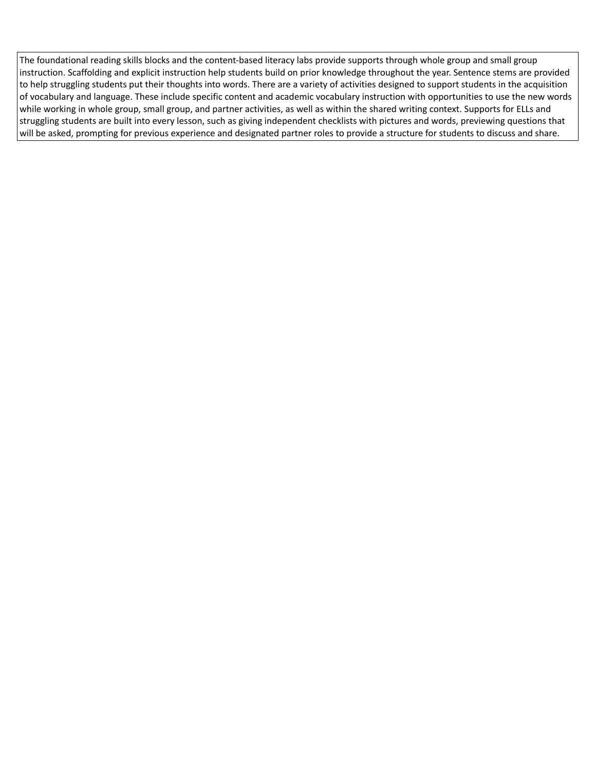The foundational reading skills blocks and the content-based literacy labs provide supports through whole group and small group instruction. Scaffolding and explicit instruction help students build on prior knowledge throughout the year. Sentence stems are provided to help struggling students put their thoughts into words. There are a variety of activities designed to support students in the acquisition of vocabulary and language. These include specific content and academic vocabulary instruction with opportunities to use the new words while working in whole group, small group, and partner activities, as well as within the shared writing context. Supports for ELLs and struggling students are built into every lesson, such as giving independent checklists with pictures and words, previewing questions that will be asked, prompting for previous experience and designated partner roles to provide a structure for students to discuss and share.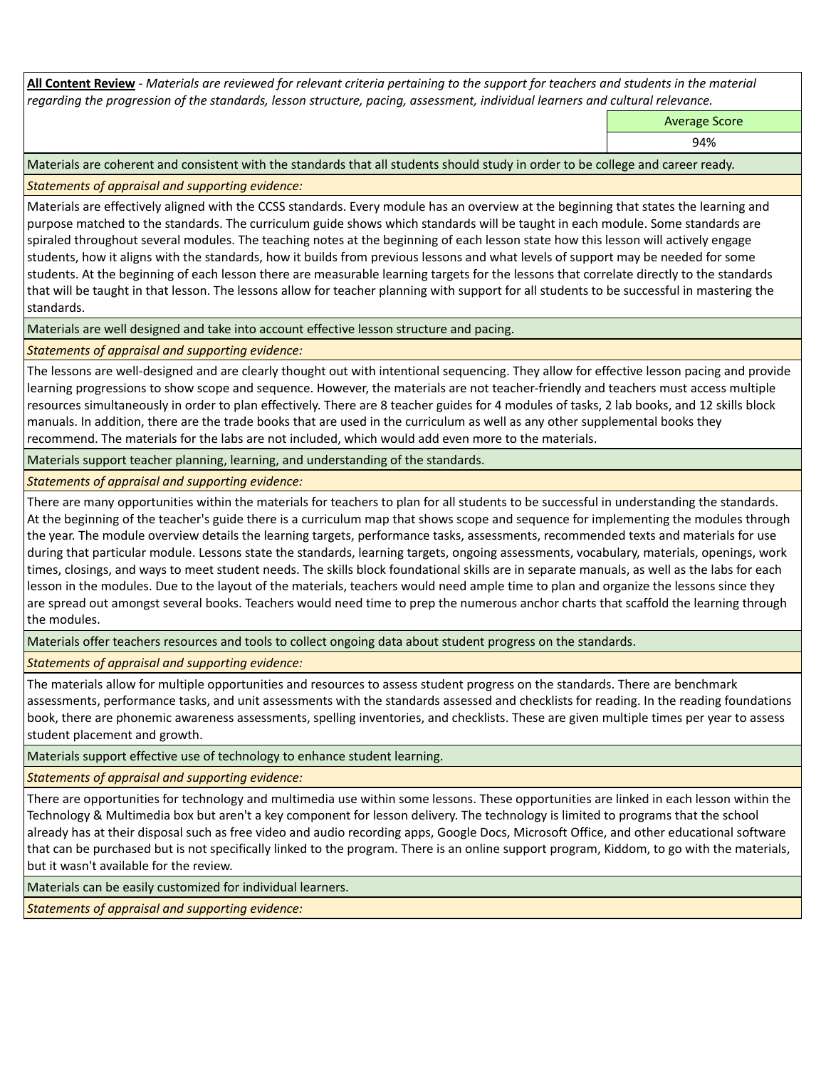**All Content Review** - *Materials are reviewed for relevant criteria pertaining to the support for teachers and students in the material regarding the progression of the standards, lesson structure, pacing, assessment, individual learners and cultural relevance.*

| | Average Score |
|---|---|
| | 94% |

Materials are coherent and consistent with the standards that all students should study in order to be college and career ready.

*Statements of appraisal and supporting evidence:*

Materials are effectively aligned with the CCSS standards. Every module has an overview at the beginning that states the learning and purpose matched to the standards. The curriculum guide shows which standards will be taught in each module. Some standards are spiraled throughout several modules. The teaching notes at the beginning of each lesson state how this lesson will actively engage students, how it aligns with the standards, how it builds from previous lessons and what levels of support may be needed for some students. At the beginning of each lesson there are measurable learning targets for the lessons that correlate directly to the standards that will be taught in that lesson. The lessons allow for teacher planning with support for all students to be successful in mastering the standards.

Materials are well designed and take into account effective lesson structure and pacing.

*Statements of appraisal and supporting evidence:*

The lessons are well-designed and are clearly thought out with intentional sequencing. They allow for effective lesson pacing and provide learning progressions to show scope and sequence. However, the materials are not teacher-friendly and teachers must access multiple resources simultaneously in order to plan effectively. There are 8 teacher guides for 4 modules of tasks, 2 lab books, and 12 skills block manuals. In addition, there are the trade books that are used in the curriculum as well as any other supplemental books they recommend. The materials for the labs are not included, which would add even more to the materials.

Materials support teacher planning, learning, and understanding of the standards.

*Statements of appraisal and supporting evidence:*

There are many opportunities within the materials for teachers to plan for all students to be successful in understanding the standards. At the beginning of the teacher's guide there is a curriculum map that shows scope and sequence for implementing the modules through the year. The module overview details the learning targets, performance tasks, assessments, recommended texts and materials for use during that particular module. Lessons state the standards, learning targets, ongoing assessments, vocabulary, materials, openings, work times, closings, and ways to meet student needs. The skills block foundational skills are in separate manuals, as well as the labs for each lesson in the modules. Due to the layout of the materials, teachers would need ample time to plan and organize the lessons since they are spread out amongst several books. Teachers would need time to prep the numerous anchor charts that scaffold the learning through the modules.

Materials offer teachers resources and tools to collect ongoing data about student progress on the standards.

*Statements of appraisal and supporting evidence:*

The materials allow for multiple opportunities and resources to assess student progress on the standards. There are benchmark assessments, performance tasks, and unit assessments with the standards assessed and checklists for reading. In the reading foundations book, there are phonemic awareness assessments, spelling inventories, and checklists. These are given multiple times per year to assess student placement and growth.

Materials support effective use of technology to enhance student learning.

*Statements of appraisal and supporting evidence:*

There are opportunities for technology and multimedia use within some lessons. These opportunities are linked in each lesson within the Technology & Multimedia box but aren't a key component for lesson delivery. The technology is limited to programs that the school already has at their disposal such as free video and audio recording apps, Google Docs, Microsoft Office, and other educational software that can be purchased but is not specifically linked to the program. There is an online support program, Kiddom, to go with the materials, but it wasn't available for the review.

Materials can be easily customized for individual learners.

*Statements of appraisal and supporting evidence:*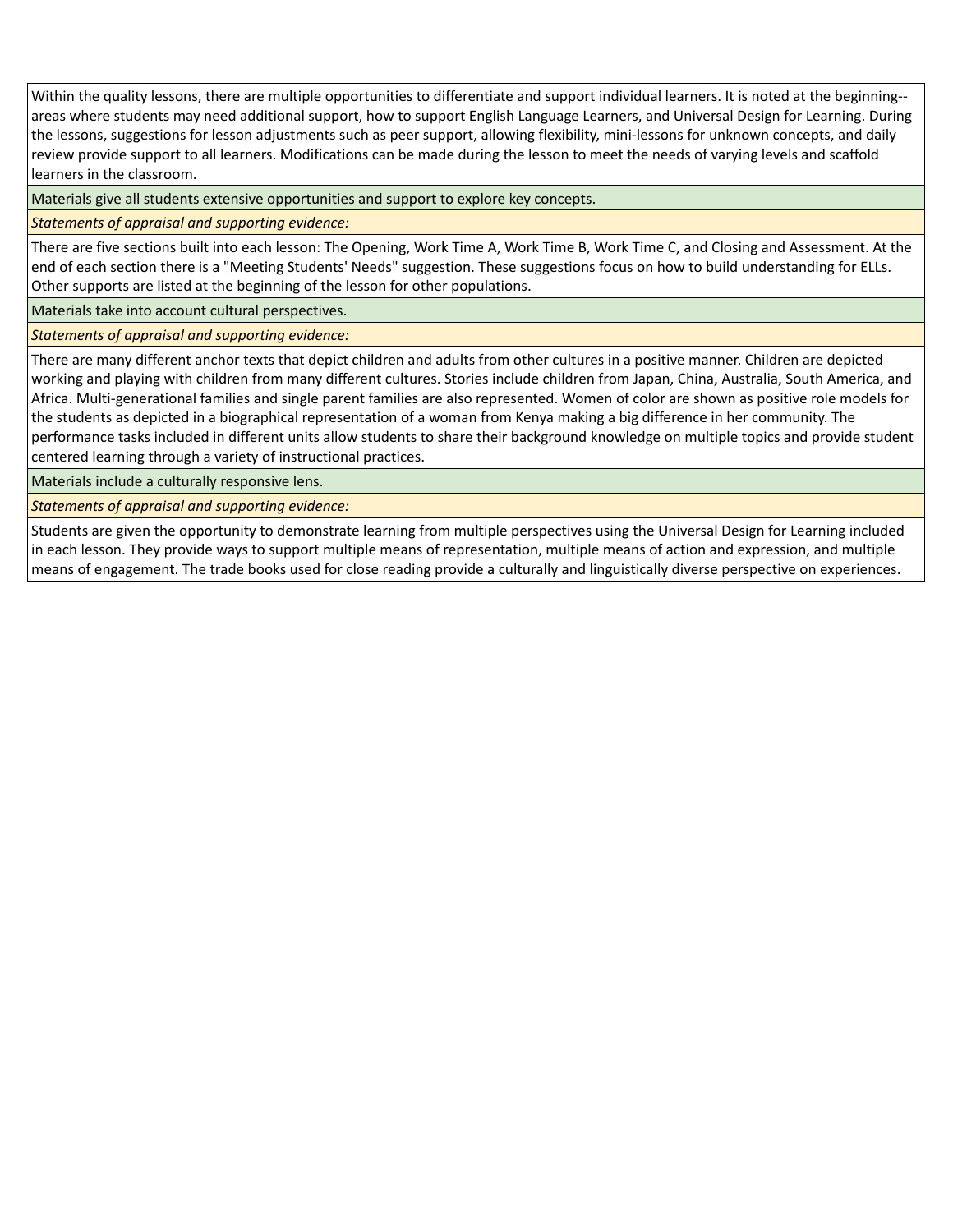Within the quality lessons, there are multiple opportunities to differentiate and support individual learners. It is noted at the beginning--areas where students may need additional support, how to support English Language Learners, and Universal Design for Learning. During the lessons, suggestions for lesson adjustments such as peer support, allowing flexibility, mini-lessons for unknown concepts, and daily review provide support to all learners. Modifications can be made during the lesson to meet the needs of varying levels and scaffold learners in the classroom.

Materials give all students extensive opportunities and support to explore key concepts.

*Statements of appraisal and supporting evidence:*

There are five sections built into each lesson: The Opening, Work Time A, Work Time B, Work Time C, and Closing and Assessment. At the end of each section there is a "Meeting Students' Needs" suggestion. These suggestions focus on how to build understanding for ELLs. Other supports are listed at the beginning of the lesson for other populations.

Materials take into account cultural perspectives.

*Statements of appraisal and supporting evidence:*

There are many different anchor texts that depict children and adults from other cultures in a positive manner. Children are depicted working and playing with children from many different cultures. Stories include children from Japan, China, Australia, South America, and Africa. Multi-generational families and single parent families are also represented. Women of color are shown as positive role models for the students as depicted in a biographical representation of a woman from Kenya making a big difference in her community. The performance tasks included in different units allow students to share their background knowledge on multiple topics and provide student centered learning through a variety of instructional practices.

Materials include a culturally responsive lens.

*Statements of appraisal and supporting evidence:*

Students are given the opportunity to demonstrate learning from multiple perspectives using the Universal Design for Learning included in each lesson. They provide ways to support multiple means of representation, multiple means of action and expression, and multiple means of engagement. The trade books used for close reading provide a culturally and linguistically diverse perspective on experiences.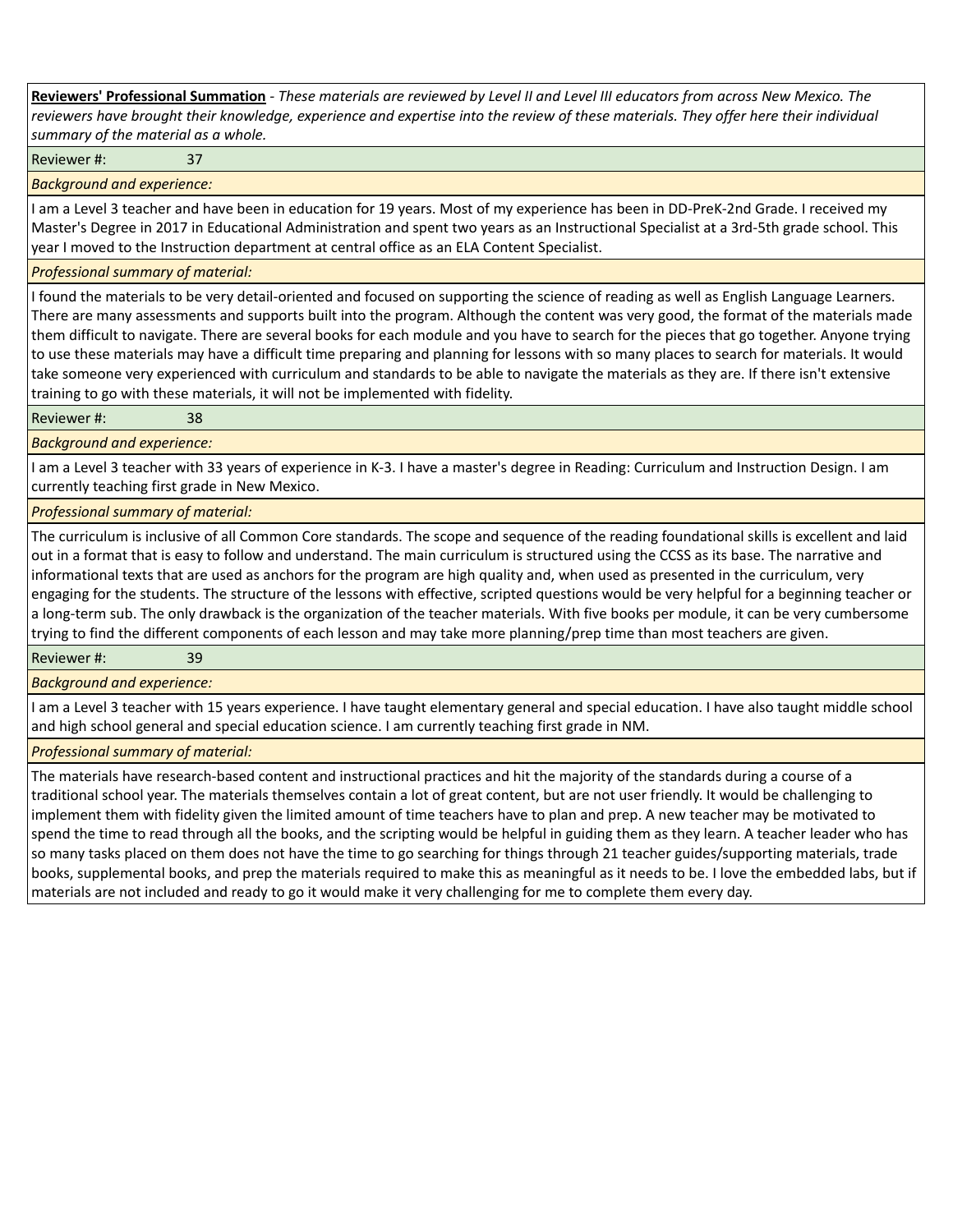**Reviewers' Professional Summation** - *These materials are reviewed by Level II and Level III educators from across New Mexico. The reviewers have brought their knowledge, experience and expertise into the review of these materials. They offer here their individual summary of the material as a whole.*

Reviewer #: 37

*Background and experience:*

I am a Level 3 teacher and have been in education for 19 years. Most of my experience has been in DD-PreK-2nd Grade. I received my Master's Degree in 2017 in Educational Administration and spent two years as an Instructional Specialist at a 3rd-5th grade school. This year I moved to the Instruction department at central office as an ELA Content Specialist.

*Professional summary of material:*

I found the materials to be very detail-oriented and focused on supporting the science of reading as well as English Language Learners. There are many assessments and supports built into the program. Although the content was very good, the format of the materials made them difficult to navigate. There are several books for each module and you have to search for the pieces that go together. Anyone trying to use these materials may have a difficult time preparing and planning for lessons with so many places to search for materials. It would take someone very experienced with curriculum and standards to be able to navigate the materials as they are. If there isn't extensive training to go with these materials, it will not be implemented with fidelity.

Reviewer #: 38

*Background and experience:*

I am a Level 3 teacher with 33 years of experience in K-3. I have a master's degree in Reading: Curriculum and Instruction Design. I am currently teaching first grade in New Mexico.

*Professional summary of material:*

The curriculum is inclusive of all Common Core standards. The scope and sequence of the reading foundational skills is excellent and laid out in a format that is easy to follow and understand. The main curriculum is structured using the CCSS as its base. The narrative and informational texts that are used as anchors for the program are high quality and, when used as presented in the curriculum, very engaging for the students. The structure of the lessons with effective, scripted questions would be very helpful for a beginning teacher or a long-term sub. The only drawback is the organization of the teacher materials. With five books per module, it can be very cumbersome trying to find the different components of each lesson and may take more planning/prep time than most teachers are given.

Reviewer #: 39

*Background and experience:*

I am a Level 3 teacher with 15 years experience. I have taught elementary general and special education. I have also taught middle school and high school general and special education science. I am currently teaching first grade in NM.

*Professional summary of material:*

The materials have research-based content and instructional practices and hit the majority of the standards during a course of a traditional school year. The materials themselves contain a lot of great content, but are not user friendly. It would be challenging to implement them with fidelity given the limited amount of time teachers have to plan and prep. A new teacher may be motivated to spend the time to read through all the books, and the scripting would be helpful in guiding them as they learn. A teacher leader who has so many tasks placed on them does not have the time to go searching for things through 21 teacher guides/supporting materials, trade books, supplemental books, and prep the materials required to make this as meaningful as it needs to be. I love the embedded labs, but if materials are not included and ready to go it would make it very challenging for me to complete them every day.